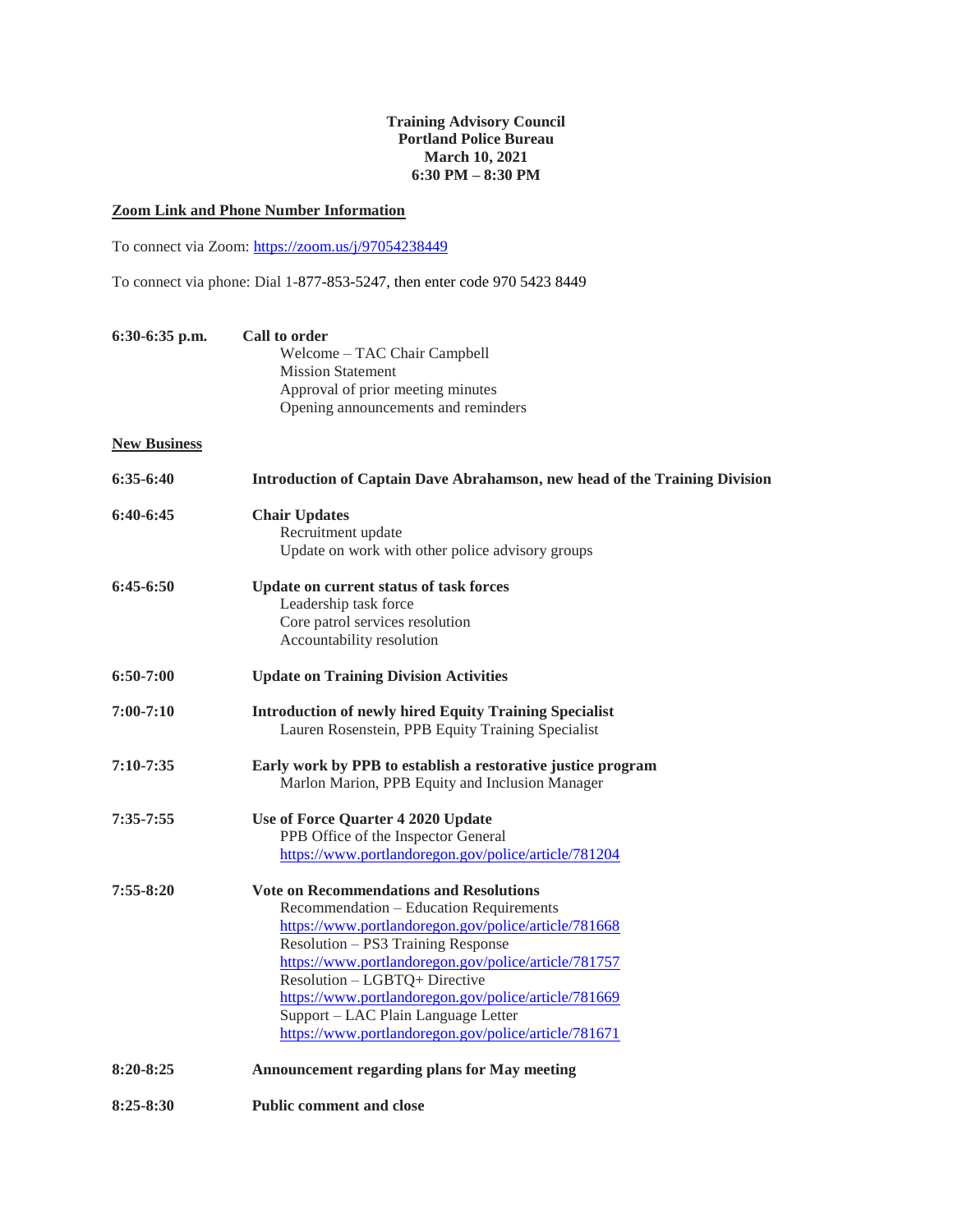**Training Advisory Council**
**Portland Police Bureau**
**March 10, 2021**
**6:30 PM – 8:30 PM**

## Zoom Link and Phone Number Information

To connect via Zoom: https://zoom.us/j/97054238449

To connect via phone: Dial 1-877-853-5247, then enter code 970 5423 8449

**6:30-6:35 p.m.** **Call to order**
- Welcome – TAC Chair Campbell
- Mission Statement
- Approval of prior meeting minutes
- Opening announcements and reminders

## New Business

**6:35-6:40** **Introduction of Captain Dave Abrahamson, new head of the Training Division**

**6:40-6:45** **Chair Updates**
- Recruitment update
- Update on work with other police advisory groups

**6:45-6:50** **Update on current status of task forces**
- Leadership task force
- Core patrol services resolution
- Accountability resolution

**6:50-7:00** **Update on Training Division Activities**

**7:00-7:10** **Introduction of newly hired Equity Training Specialist**
- Lauren Rosenstein, PPB Equity Training Specialist

**7:10-7:35** **Early work by PPB to establish a restorative justice program**
- Marlon Marion, PPB Equity and Inclusion Manager

**7:35-7:55** **Use of Force Quarter 4 2020 Update**
- PPB Office of the Inspector General
- https://www.portlandoregon.gov/police/article/781204

**7:55-8:20** **Vote on Recommendations and Resolutions**
- Recommendation – Education Requirements
  https://www.portlandoregon.gov/police/article/781668
- Resolution – PS3 Training Response
  https://www.portlandoregon.gov/police/article/781757
- Resolution – LGBTQ+ Directive
  https://www.portlandoregon.gov/police/article/781669
- Support – LAC Plain Language Letter
  https://www.portlandoregon.gov/police/article/781671

**8:20-8:25** **Announcement regarding plans for May meeting**

**8:25-8:30** **Public comment and close**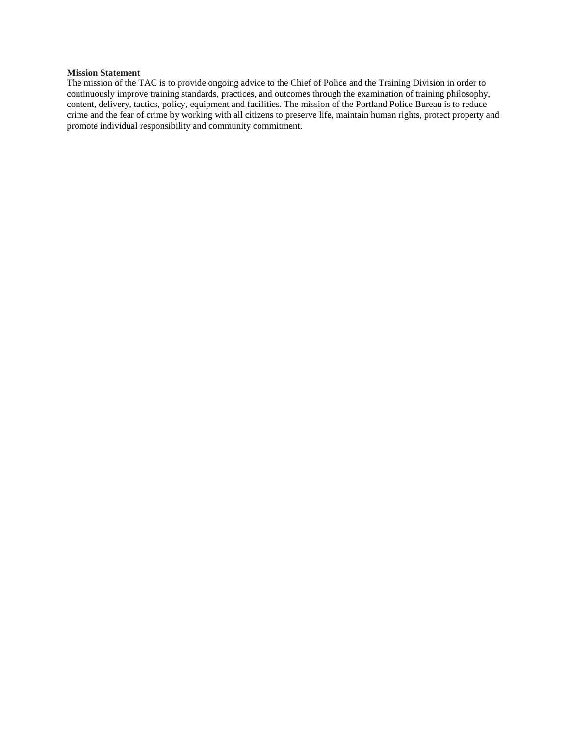**Mission Statement**

The mission of the TAC is to provide ongoing advice to the Chief of Police and the Training Division in order to continuously improve training standards, practices, and outcomes through the examination of training philosophy, content, delivery, tactics, policy, equipment and facilities. The mission of the Portland Police Bureau is to reduce crime and the fear of crime by working with all citizens to preserve life, maintain human rights, protect property and promote individual responsibility and community commitment.